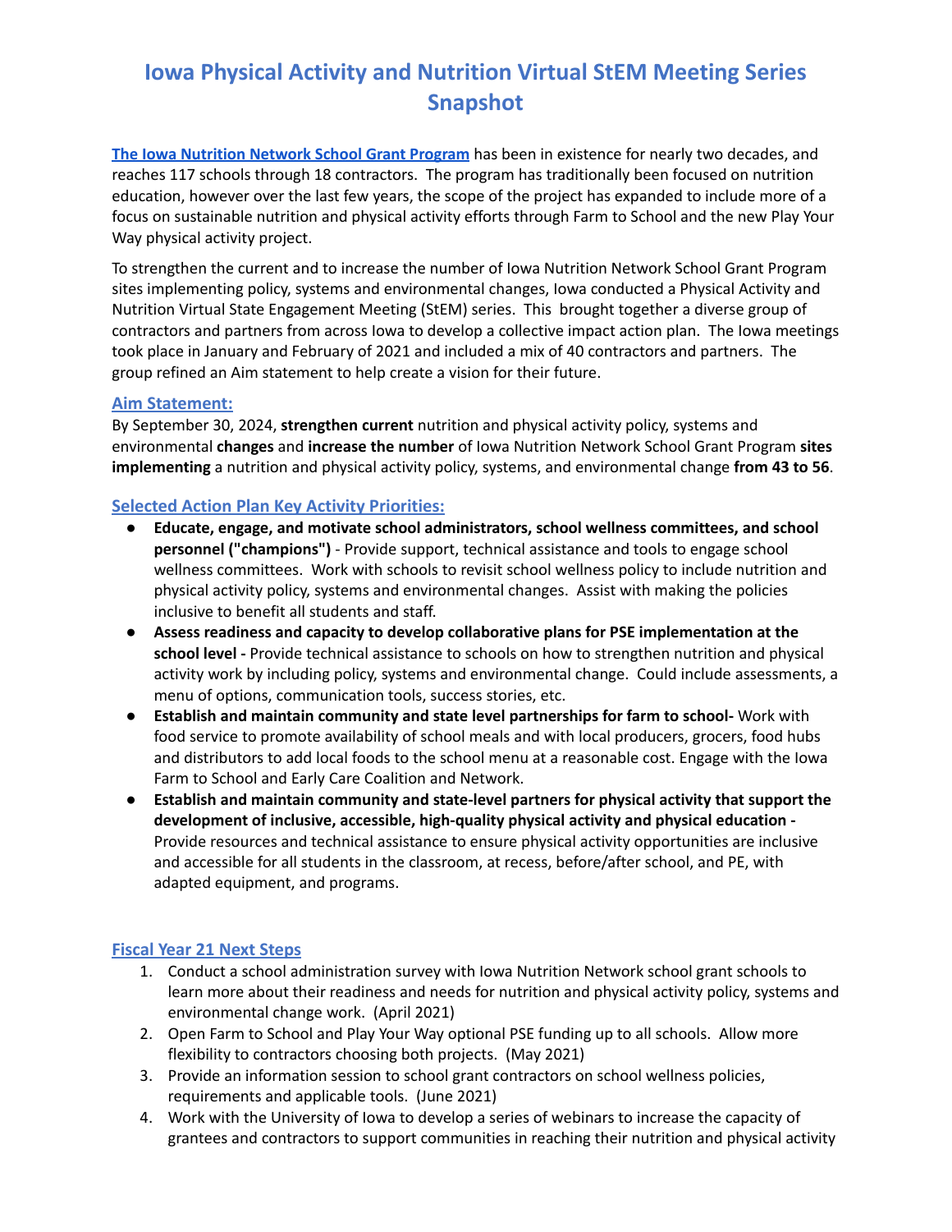# Iowa Physical Activity and Nutrition Virtual StEM Meeting Series Snapshot

[The Iowa Nutrition Network School Grant Program](#) has been in existence for nearly two decades, and reaches 117 schools through 18 contractors. The program has traditionally been focused on nutrition education, however over the last few years, the scope of the project has expanded to include more of a focus on sustainable nutrition and physical activity efforts through Farm to School and the new Play Your Way physical activity project.

To strengthen the current and to increase the number of Iowa Nutrition Network School Grant Program sites implementing policy, systems and environmental changes, Iowa conducted a Physical Activity and Nutrition Virtual State Engagement Meeting (StEM) series. This brought together a diverse group of contractors and partners from across Iowa to develop a collective impact action plan. The Iowa meetings took place in January and February of 2021 and included a mix of 40 contractors and partners. The group refined an Aim statement to help create a vision for their future.

## Aim Statement:

By September 30, 2024, **strengthen current** nutrition and physical activity policy, systems and environmental **changes** and **increase the number** of Iowa Nutrition Network School Grant Program **sites implementing** a nutrition and physical activity policy, systems, and environmental change **from 43 to 56**.

## Selected Action Plan Key Activity Priorities:

- **Educate, engage, and motivate school administrators, school wellness committees, and school personnel ("champions")** - Provide support, technical assistance and tools to engage school wellness committees. Work with schools to revisit school wellness policy to include nutrition and physical activity policy, systems and environmental changes. Assist with making the policies inclusive to benefit all students and staff.
- **Assess readiness and capacity to develop collaborative plans for PSE implementation at the school level -** Provide technical assistance to schools on how to strengthen nutrition and physical activity work by including policy, systems and environmental change. Could include assessments, a menu of options, communication tools, success stories, etc.
- **Establish and maintain community and state level partnerships for farm to school-** Work with food service to promote availability of school meals and with local producers, grocers, food hubs and distributors to add local foods to the school menu at a reasonable cost. Engage with the Iowa Farm to School and Early Care Coalition and Network.
- **Establish and maintain community and state-level partners for physical activity that support the development of inclusive, accessible, high-quality physical activity and physical education -** Provide resources and technical assistance to ensure physical activity opportunities are inclusive and accessible for all students in the classroom, at recess, before/after school, and PE, with adapted equipment, and programs.

## Fiscal Year 21 Next Steps

1. Conduct a school administration survey with Iowa Nutrition Network school grant schools to learn more about their readiness and needs for nutrition and physical activity policy, systems and environmental change work. (April 2021)
2. Open Farm to School and Play Your Way optional PSE funding up to all schools. Allow more flexibility to contractors choosing both projects. (May 2021)
3. Provide an information session to school grant contractors on school wellness policies, requirements and applicable tools. (June 2021)
4. Work with the University of Iowa to develop a series of webinars to increase the capacity of grantees and contractors to support communities in reaching their nutrition and physical activity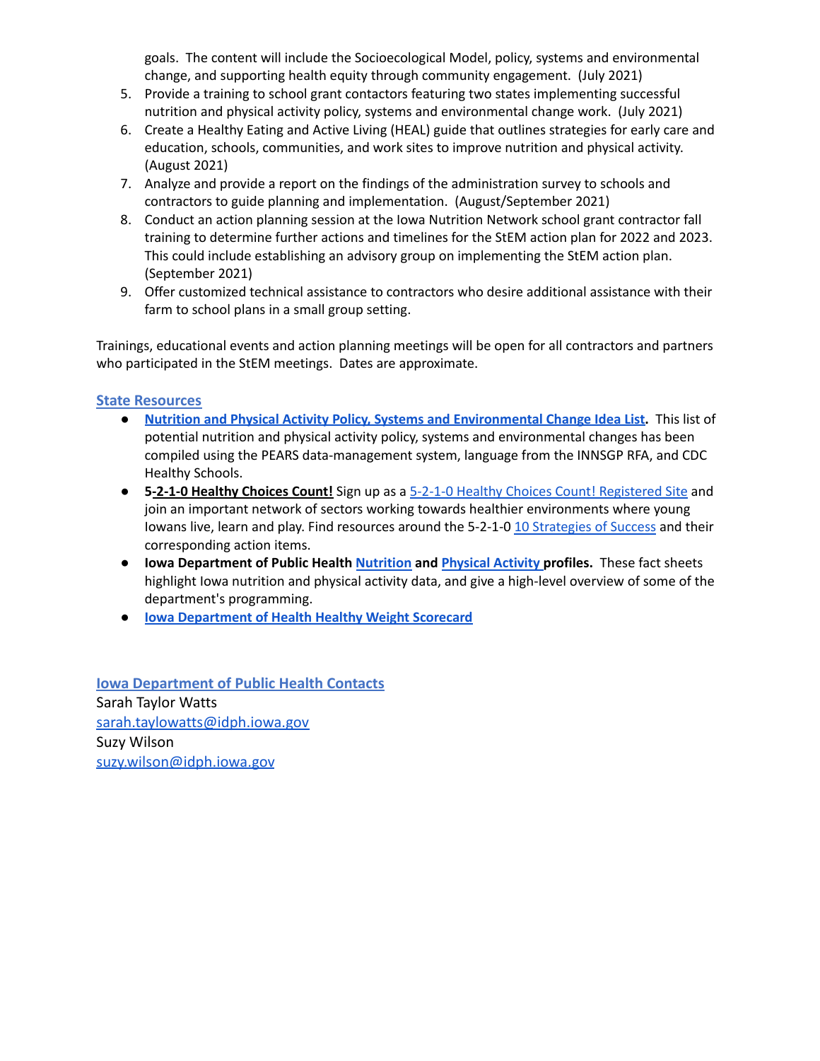goals. The content will include the Socioecological Model, policy, systems and environmental change, and supporting health equity through community engagement. (July 2021)

5. Provide a training to school grant contactors featuring two states implementing successful nutrition and physical activity policy, systems and environmental change work. (July 2021)
6. Create a Healthy Eating and Active Living (HEAL) guide that outlines strategies for early care and education, schools, communities, and work sites to improve nutrition and physical activity. (August 2021)
7. Analyze and provide a report on the findings of the administration survey to schools and contractors to guide planning and implementation. (August/September 2021)
8. Conduct an action planning session at the Iowa Nutrition Network school grant contractor fall training to determine further actions and timelines for the StEM action plan for 2022 and 2023. This could include establishing an advisory group on implementing the StEM action plan. (September 2021)
9. Offer customized technical assistance to contractors who desire additional assistance with their farm to school plans in a small group setting.

Trainings, educational events and action planning meetings will be open for all contractors and partners who participated in the StEM meetings. Dates are approximate.

## State Resources

- **Nutrition and Physical Activity Policy, Systems and Environmental Change Idea List.** This list of potential nutrition and physical activity policy, systems and environmental changes has been compiled using the PEARS data-management system, language from the INNSGP RFA, and CDC Healthy Schools.
- **5-2-1-0 Healthy Choices Count!** Sign up as a 5-2-1-0 Healthy Choices Count! Registered Site and join an important network of sectors working towards healthier environments where young Iowans live, learn and play. Find resources around the 5-2-1-0 10 Strategies of Success and their corresponding action items.
- **Iowa Department of Public Health Nutrition and Physical Activity profiles.** These fact sheets highlight Iowa nutrition and physical activity data, and give a high-level overview of some of the department's programming.
- **Iowa Department of Health Healthy Weight Scorecard**

## Iowa Department of Public Health Contacts

Sarah Taylor Watts
sarah.taylowatts@idph.iowa.gov
Suzy Wilson
suzy.wilson@idph.iowa.gov